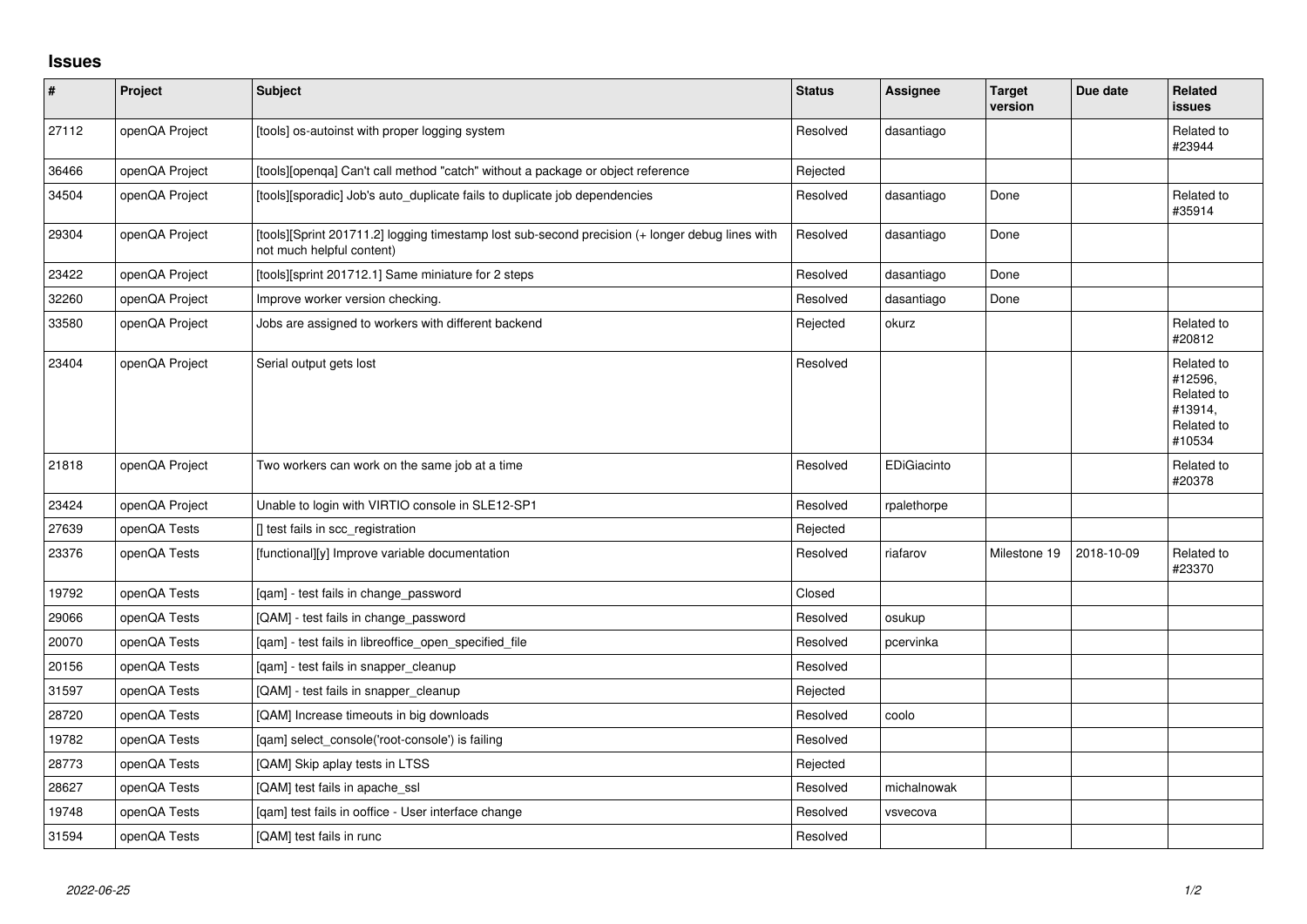# Issues

| # | Project | Subject | Status | Assignee | Target version | Due date | Related issues |
|---|---|---|---|---|---|---|---|
| 27112 | openQA Project | [tools] os-autoinst with proper logging system | Resolved | dasantiago | | | Related to #23944 |
| 36466 | openQA Project | [tools][openqa] Can't call method "catch" without a package or object reference | Rejected | | | | |
| 34504 | openQA Project | [tools][sporadic] Job's auto_duplicate fails to duplicate job dependencies | Resolved | dasantiago | Done | | Related to #35914 |
| 29304 | openQA Project | [tools][Sprint 201711.2] logging timestamp lost sub-second precision (+ longer debug lines with not much helpful content) | Resolved | dasantiago | Done | | |
| 23422 | openQA Project | [tools][sprint 201712.1] Same miniature for 2 steps | Resolved | dasantiago | Done | | |
| 32260 | openQA Project | Improve worker version checking. | Resolved | dasantiago | Done | | |
| 33580 | openQA Project | Jobs are assigned to workers with different backend | Rejected | okurz | | | Related to #20812 |
| 23404 | openQA Project | Serial output gets lost | Resolved | | | | Related to #12596, Related to #13914, Related to #10534 |
| 21818 | openQA Project | Two workers can work on the same job at a time | Resolved | EDiGiacinto | | | Related to #20378 |
| 23424 | openQA Project | Unable to login with VIRTIO console in SLE12-SP1 | Resolved | rpalethorpe | | | |
| 27639 | openQA Tests | [] test fails in scc_registration | Rejected | | | | |
| 23376 | openQA Tests | [functional][y] Improve variable documentation | Resolved | riafarov | Milestone 19 | 2018-10-09 | Related to #23370 |
| 19792 | openQA Tests | [qam] - test fails in change_password | Closed | | | | |
| 29066 | openQA Tests | [QAM] - test fails in change_password | Resolved | osukup | | | |
| 20070 | openQA Tests | [qam] - test fails in libreoffice_open_specified_file | Resolved | pcervinka | | | |
| 20156 | openQA Tests | [qam] - test fails in snapper_cleanup | Resolved | | | | |
| 31597 | openQA Tests | [QAM] - test fails in snapper_cleanup | Rejected | | | | |
| 28720 | openQA Tests | [QAM] Increase timeouts in big downloads | Resolved | coolo | | | |
| 19782 | openQA Tests | [qam] select_console('root-console') is failing | Resolved | | | | |
| 28773 | openQA Tests | [QAM] Skip aplay tests in LTSS | Rejected | | | | |
| 28627 | openQA Tests | [QAM] test fails in apache_ssl | Resolved | michalnowak | | | |
| 19748 | openQA Tests | [qam] test fails in ooffice - User interface change | Resolved | vsvecova | | | |
| 31594 | openQA Tests | [QAM] test fails in runc | Resolved | | | | |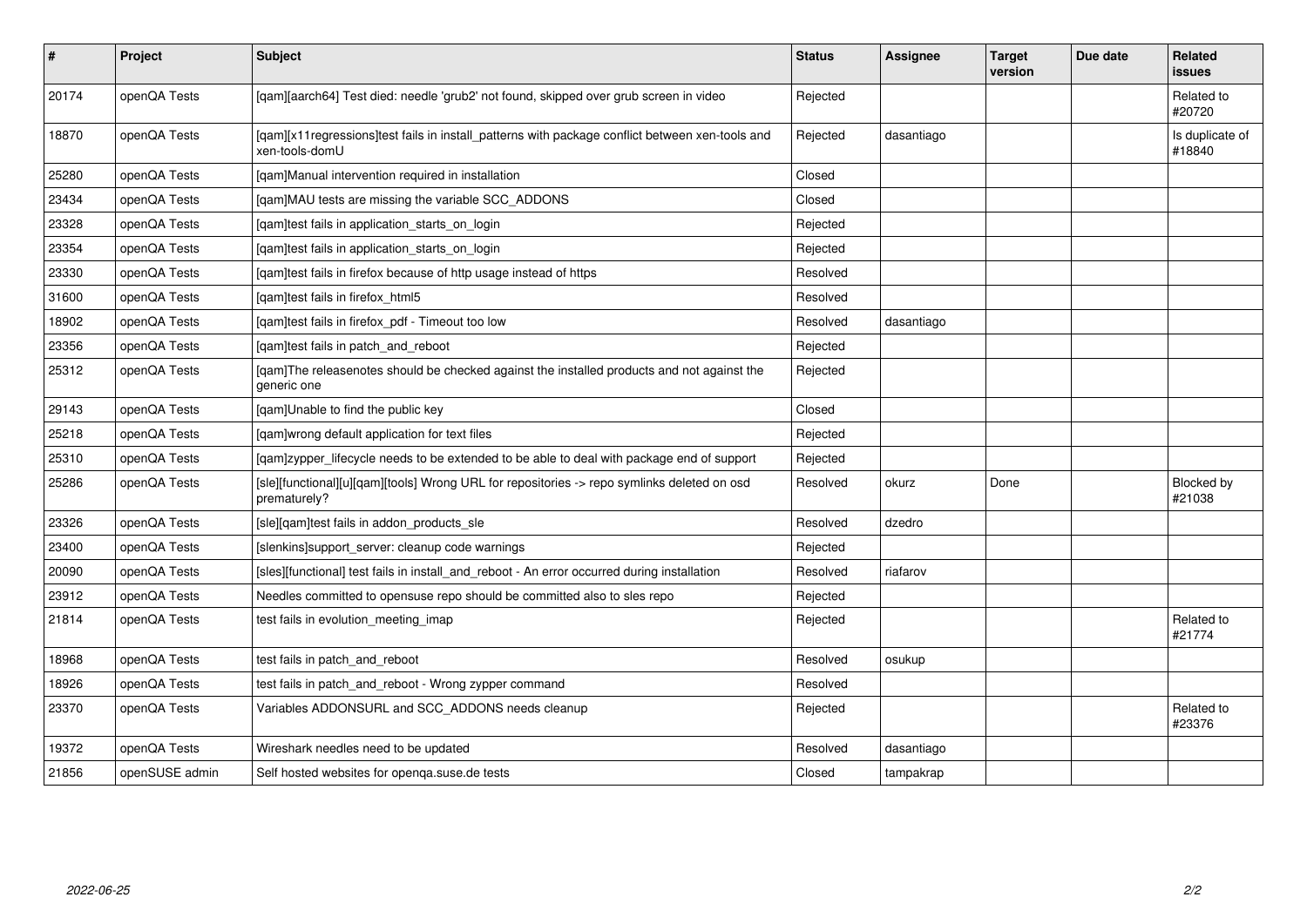| # | Project | Subject | Status | Assignee | Target version | Due date | Related issues |
|---|---|---|---|---|---|---|---|
| 20174 | openQA Tests | [qam][aarch64] Test died: needle 'grub2' not found, skipped over grub screen in video | Rejected | | | | Related to #20720 |
| 18870 | openQA Tests | [qam][x11regressions]test fails in install_patterns with package conflict between xen-tools and xen-tools-domU | Rejected | dasantiago | | | Is duplicate of #18840 |
| 25280 | openQA Tests | [qam]Manual intervention required in installation | Closed | | | | |
| 23434 | openQA Tests | [qam]MAU tests are missing the variable SCC_ADDONS | Closed | | | | |
| 23328 | openQA Tests | [qam]test fails in application_starts_on_login | Rejected | | | | |
| 23354 | openQA Tests | [qam]test fails in application_starts_on_login | Rejected | | | | |
| 23330 | openQA Tests | [qam]test fails in firefox because of http usage instead of https | Resolved | | | | |
| 31600 | openQA Tests | [qam]test fails in firefox_html5 | Resolved | | | | |
| 18902 | openQA Tests | [qam]test fails in firefox_pdf - Timeout too low | Resolved | dasantiago | | | |
| 23356 | openQA Tests | [qam]test fails in patch_and_reboot | Rejected | | | | |
| 25312 | openQA Tests | [qam]The releasenotes should be checked against the installed products and not against the generic one | Rejected | | | | |
| 29143 | openQA Tests | [qam]Unable to find the public key | Closed | | | | |
| 25218 | openQA Tests | [qam]wrong default application for text files | Rejected | | | | |
| 25310 | openQA Tests | [qam]zypper_lifecycle needs to be extended to be able to deal with package end of support | Rejected | | | | |
| 25286 | openQA Tests | [sle][functional][u][qam][tools] Wrong URL for repositories -> repo symlinks deleted on osd prematurely? | Resolved | okurz | Done | | Blocked by #21038 |
| 23326 | openQA Tests | [sle][qam]test fails in addon_products_sle | Resolved | dzedro | | | |
| 23400 | openQA Tests | [slenkins]support_server: cleanup code warnings | Rejected | | | | |
| 20090 | openQA Tests | [sles][functional] test fails in install_and_reboot - An error occurred during installation | Resolved | riafarov | | | |
| 23912 | openQA Tests | Needles committed to opensuse repo should be committed also to sles repo | Rejected | | | | |
| 21814 | openQA Tests | test fails in evolution_meeting_imap | Rejected | | | | Related to #21774 |
| 18968 | openQA Tests | test fails in patch_and_reboot | Resolved | osukup | | | |
| 18926 | openQA Tests | test fails in patch_and_reboot - Wrong zypper command | Resolved | | | | |
| 23370 | openQA Tests | Variables ADDONSURL and SCC_ADDONS needs cleanup | Rejected | | | | Related to #23376 |
| 19372 | openQA Tests | Wireshark needles need to be updated | Resolved | dasantiago | | | |
| 21856 | openSUSE admin | Self hosted websites for openqa.suse.de tests | Closed | tampakrap | | | |